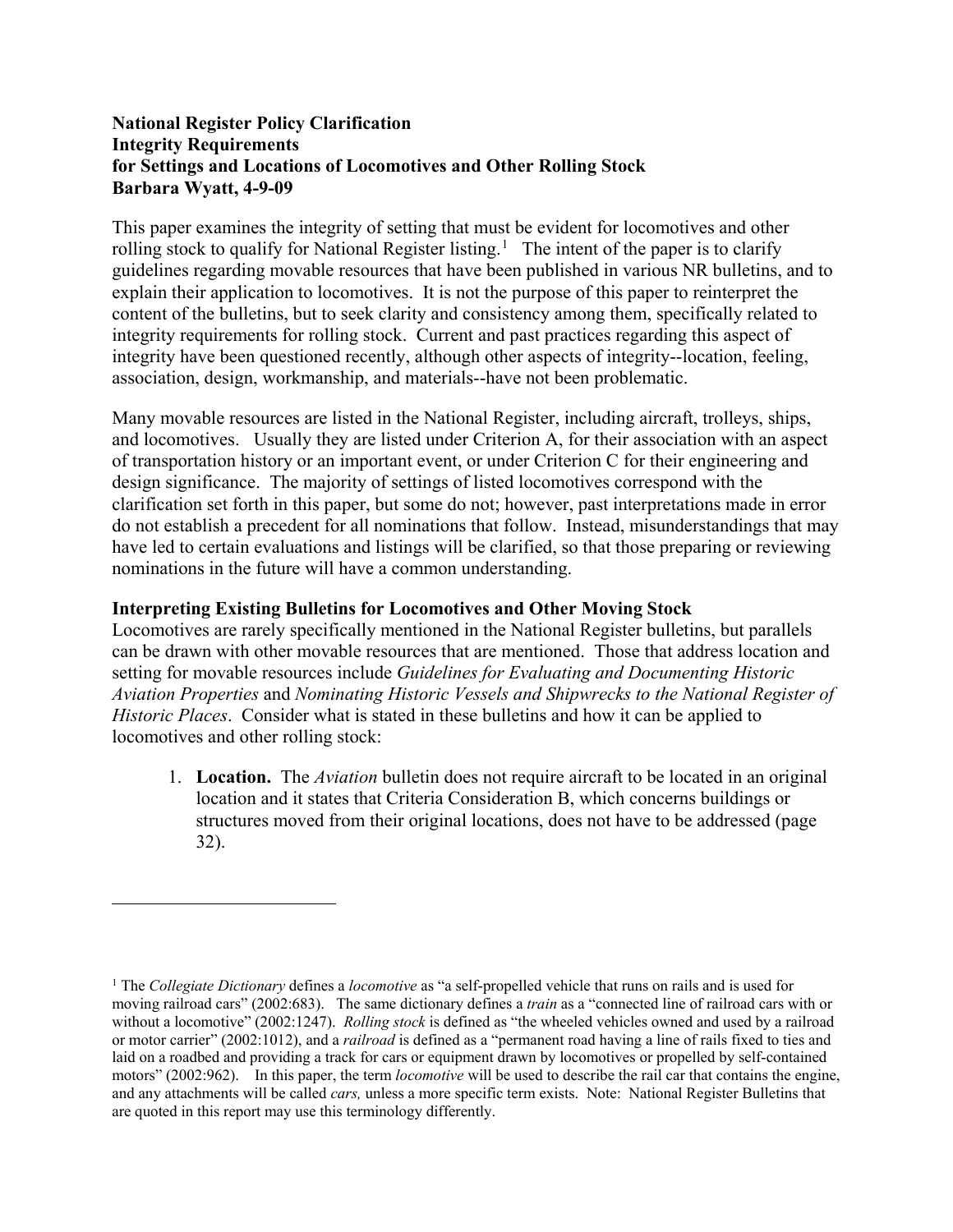**National Register Policy Clarification**
**Integrity Requirements**
**for Settings and Locations of Locomotives and Other Rolling Stock**
**Barbara Wyatt, 4-9-09**

This paper examines the integrity of setting that must be evident for locomotives and other rolling stock to qualify for National Register listing.[1] The intent of the paper is to clarify guidelines regarding movable resources that have been published in various NR bulletins, and to explain their application to locomotives. It is not the purpose of this paper to reinterpret the content of the bulletins, but to seek clarity and consistency among them, specifically related to integrity requirements for rolling stock. Current and past practices regarding this aspect of integrity have been questioned recently, although other aspects of integrity--location, feeling, association, design, workmanship, and materials--have not been problematic.

Many movable resources are listed in the National Register, including aircraft, trolleys, ships, and locomotives. Usually they are listed under Criterion A, for their association with an aspect of transportation history or an important event, or under Criterion C for their engineering and design significance. The majority of settings of listed locomotives correspond with the clarification set forth in this paper, but some do not; however, past interpretations made in error do not establish a precedent for all nominations that follow. Instead, misunderstandings that may have led to certain evaluations and listings will be clarified, so that those preparing or reviewing nominations in the future will have a common understanding.

**Interpreting Existing Bulletins for Locomotives and Other Moving Stock**

Locomotives are rarely specifically mentioned in the National Register bulletins, but parallels can be drawn with other movable resources that are mentioned. Those that address location and setting for movable resources include *Guidelines for Evaluating and Documenting Historic Aviation Properties* and *Nominating Historic Vessels and Shipwrecks to the National Register of Historic Places*. Consider what is stated in these bulletins and how it can be applied to locomotives and other rolling stock:

1. **Location.** The *Aviation* bulletin does not require aircraft to be located in an original location and it states that Criteria Consideration B, which concerns buildings or structures moved from their original locations, does not have to be addressed (page 32).

---

[1] The *Collegiate Dictionary* defines a *locomotive* as "a self-propelled vehicle that runs on rails and is used for moving railroad cars" (2002:683). The same dictionary defines a *train* as a "connected line of railroad cars with or without a locomotive" (2002:1247). *Rolling stock* is defined as "the wheeled vehicles owned and used by a railroad or motor carrier" (2002:1012), and a *railroad* is defined as a "permanent road having a line of rails fixed to ties and laid on a roadbed and providing a track for cars or equipment drawn by locomotives or propelled by self-contained motors" (2002:962). In this paper, the term *locomotive* will be used to describe the rail car that contains the engine, and any attachments will be called *cars,* unless a more specific term exists. Note: National Register Bulletins that are quoted in this report may use this terminology differently.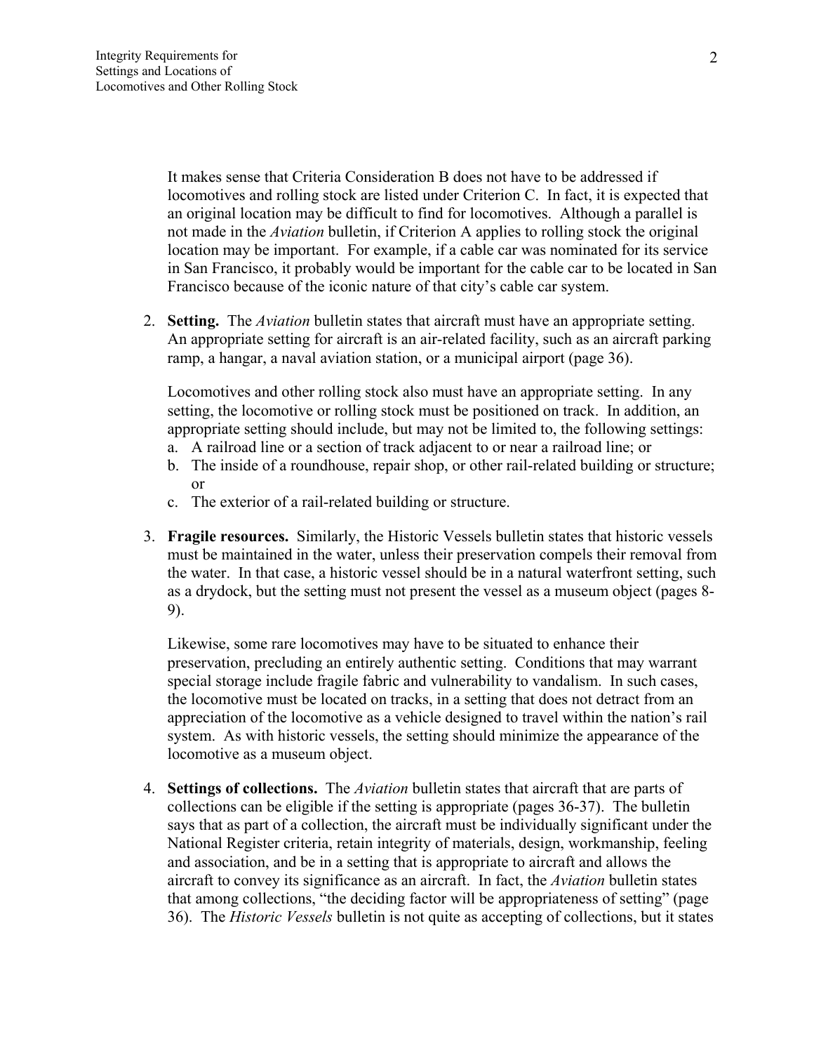It makes sense that Criteria Consideration B does not have to be addressed if locomotives and rolling stock are listed under Criterion C. In fact, it is expected that an original location may be difficult to find for locomotives. Although a parallel is not made in the *Aviation* bulletin, if Criterion A applies to rolling stock the original location may be important. For example, if a cable car was nominated for its service in San Francisco, it probably would be important for the cable car to be located in San Francisco because of the iconic nature of that city's cable car system.

2. **Setting.** The *Aviation* bulletin states that aircraft must have an appropriate setting. An appropriate setting for aircraft is an air-related facility, such as an aircraft parking ramp, a hangar, a naval aviation station, or a municipal airport (page 36).

   Locomotives and other rolling stock also must have an appropriate setting. In any setting, the locomotive or rolling stock must be positioned on track. In addition, an appropriate setting should include, but may not be limited to, the following settings:
   a. A railroad line or a section of track adjacent to or near a railroad line; or
   b. The inside of a roundhouse, repair shop, or other rail-related building or structure; or
   c. The exterior of a rail-related building or structure.

3. **Fragile resources.** Similarly, the Historic Vessels bulletin states that historic vessels must be maintained in the water, unless their preservation compels their removal from the water. In that case, a historic vessel should be in a natural waterfront setting, such as a drydock, but the setting must not present the vessel as a museum object (pages 8-9).

   Likewise, some rare locomotives may have to be situated to enhance their preservation, precluding an entirely authentic setting. Conditions that may warrant special storage include fragile fabric and vulnerability to vandalism. In such cases, the locomotive must be located on tracks, in a setting that does not detract from an appreciation of the locomotive as a vehicle designed to travel within the nation's rail system. As with historic vessels, the setting should minimize the appearance of the locomotive as a museum object.

4. **Settings of collections.** The *Aviation* bulletin states that aircraft that are parts of collections can be eligible if the setting is appropriate (pages 36-37). The bulletin says that as part of a collection, the aircraft must be individually significant under the National Register criteria, retain integrity of materials, design, workmanship, feeling and association, and be in a setting that is appropriate to aircraft and allows the aircraft to convey its significance as an aircraft. In fact, the *Aviation* bulletin states that among collections, "the deciding factor will be appropriateness of setting" (page 36). The *Historic Vessels* bulletin is not quite as accepting of collections, but it states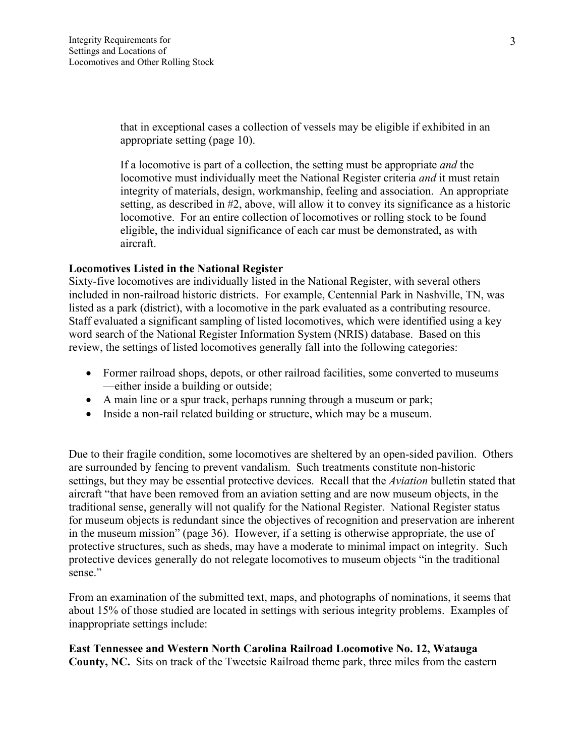that in exceptional cases a collection of vessels may be eligible if exhibited in an appropriate setting (page 10).

If a locomotive is part of a collection, the setting must be appropriate *and* the locomotive must individually meet the National Register criteria *and* it must retain integrity of materials, design, workmanship, feeling and association. An appropriate setting, as described in #2, above, will allow it to convey its significance as a historic locomotive. For an entire collection of locomotives or rolling stock to be found eligible, the individual significance of each car must be demonstrated, as with aircraft.

**Locomotives Listed in the National Register**
Sixty-five locomotives are individually listed in the National Register, with several others included in non-railroad historic districts. For example, Centennial Park in Nashville, TN, was listed as a park (district), with a locomotive in the park evaluated as a contributing resource. Staff evaluated a significant sampling of listed locomotives, which were identified using a key word search of the National Register Information System (NRIS) database. Based on this review, the settings of listed locomotives generally fall into the following categories:

- Former railroad shops, depots, or other railroad facilities, some converted to museums —either inside a building or outside;
- A main line or a spur track, perhaps running through a museum or park;
- Inside a non-rail related building or structure, which may be a museum.

Due to their fragile condition, some locomotives are sheltered by an open-sided pavilion. Others are surrounded by fencing to prevent vandalism. Such treatments constitute non-historic settings, but they may be essential protective devices. Recall that the *Aviation* bulletin stated that aircraft "that have been removed from an aviation setting and are now museum objects, in the traditional sense, generally will not qualify for the National Register. National Register status for museum objects is redundant since the objectives of recognition and preservation are inherent in the museum mission" (page 36). However, if a setting is otherwise appropriate, the use of protective structures, such as sheds, may have a moderate to minimal impact on integrity. Such protective devices generally do not relegate locomotives to museum objects "in the traditional sense."

From an examination of the submitted text, maps, and photographs of nominations, it seems that about 15% of those studied are located in settings with serious integrity problems. Examples of inappropriate settings include:

**East Tennessee and Western North Carolina Railroad Locomotive No. 12, Watauga County, NC.** Sits on track of the Tweetsie Railroad theme park, three miles from the eastern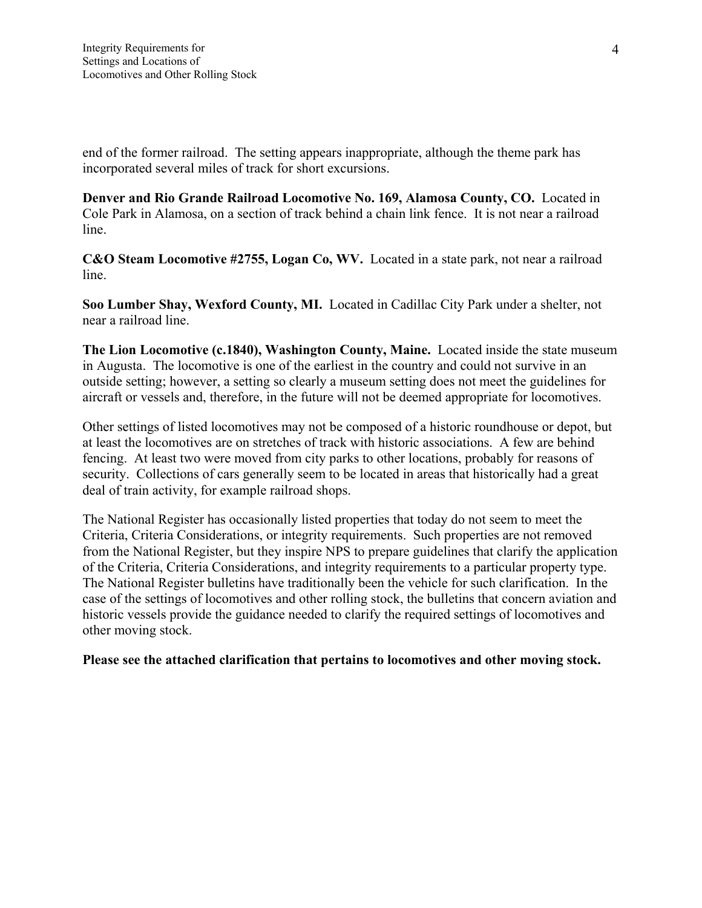end of the former railroad. The setting appears inappropriate, although the theme park has incorporated several miles of track for short excursions.

**Denver and Rio Grande Railroad Locomotive No. 169, Alamosa County, CO.** Located in Cole Park in Alamosa, on a section of track behind a chain link fence. It is not near a railroad line.

**C&O Steam Locomotive #2755, Logan Co, WV.** Located in a state park, not near a railroad line.

**Soo Lumber Shay, Wexford County, MI.** Located in Cadillac City Park under a shelter, not near a railroad line.

**The Lion Locomotive (c.1840), Washington County, Maine.** Located inside the state museum in Augusta. The locomotive is one of the earliest in the country and could not survive in an outside setting; however, a setting so clearly a museum setting does not meet the guidelines for aircraft or vessels and, therefore, in the future will not be deemed appropriate for locomotives.

Other settings of listed locomotives may not be composed of a historic roundhouse or depot, but at least the locomotives are on stretches of track with historic associations. A few are behind fencing. At least two were moved from city parks to other locations, probably for reasons of security. Collections of cars generally seem to be located in areas that historically had a great deal of train activity, for example railroad shops.

The National Register has occasionally listed properties that today do not seem to meet the Criteria, Criteria Considerations, or integrity requirements. Such properties are not removed from the National Register, but they inspire NPS to prepare guidelines that clarify the application of the Criteria, Criteria Considerations, and integrity requirements to a particular property type. The National Register bulletins have traditionally been the vehicle for such clarification. In the case of the settings of locomotives and other rolling stock, the bulletins that concern aviation and historic vessels provide the guidance needed to clarify the required settings of locomotives and other moving stock.

**Please see the attached clarification that pertains to locomotives and other moving stock.**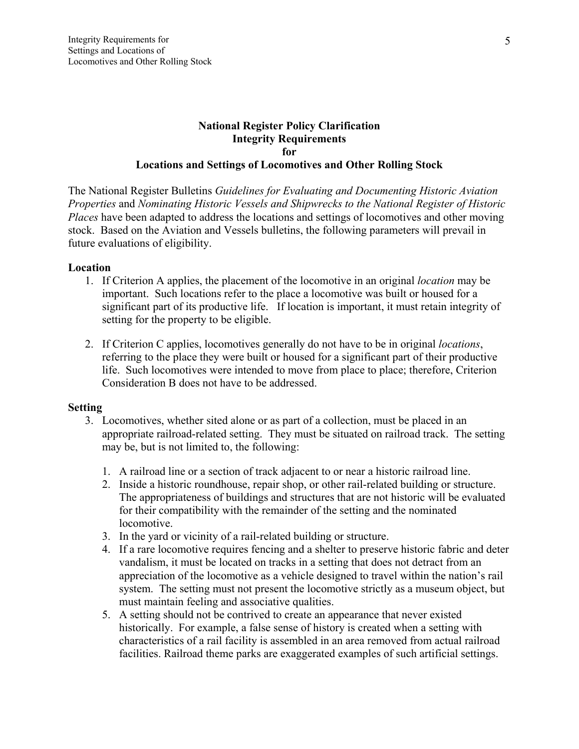## National Register Policy Clarification
## Integrity Requirements
## for
## Locations and Settings of Locomotives and Other Rolling Stock

The National Register Bulletins *Guidelines for Evaluating and Documenting Historic Aviation Properties* and *Nominating Historic Vessels and Shipwrecks to the National Register of Historic Places* have been adapted to address the locations and settings of locomotives and other moving stock. Based on the Aviation and Vessels bulletins, the following parameters will prevail in future evaluations of eligibility.

**Location**

1. If Criterion A applies, the placement of the locomotive in an original *location* may be important. Such locations refer to the place a locomotive was built or housed for a significant part of its productive life. If location is important, it must retain integrity of setting for the property to be eligible.

2. If Criterion C applies, locomotives generally do not have to be in original *locations*, referring to the place they were built or housed for a significant part of their productive life. Such locomotives were intended to move from place to place; therefore, Criterion Consideration B does not have to be addressed.

**Setting**

3. Locomotives, whether sited alone or as part of a collection, must be placed in an appropriate railroad-related setting. They must be situated on railroad track. The setting may be, but is not limited to, the following:

    1. A railroad line or a section of track adjacent to or near a historic railroad line.
    2. Inside a historic roundhouse, repair shop, or other rail-related building or structure. The appropriateness of buildings and structures that are not historic will be evaluated for their compatibility with the remainder of the setting and the nominated locomotive.
    3. In the yard or vicinity of a rail-related building or structure.
    4. If a rare locomotive requires fencing and a shelter to preserve historic fabric and deter vandalism, it must be located on tracks in a setting that does not detract from an appreciation of the locomotive as a vehicle designed to travel within the nation's rail system. The setting must not present the locomotive strictly as a museum object, but must maintain feeling and associative qualities.
    5. A setting should not be contrived to create an appearance that never existed historically. For example, a false sense of history is created when a setting with characteristics of a rail facility is assembled in an area removed from actual railroad facilities. Railroad theme parks are exaggerated examples of such artificial settings.